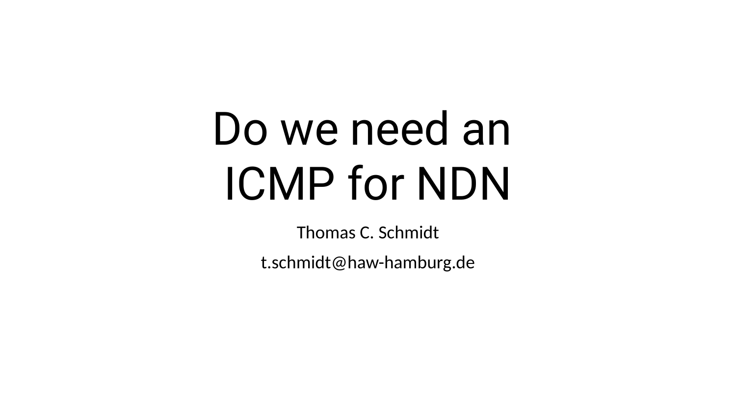# Do we need an ICMP for NDN

Thomas C. Schmidt

t.schmidt@haw-hamburg.de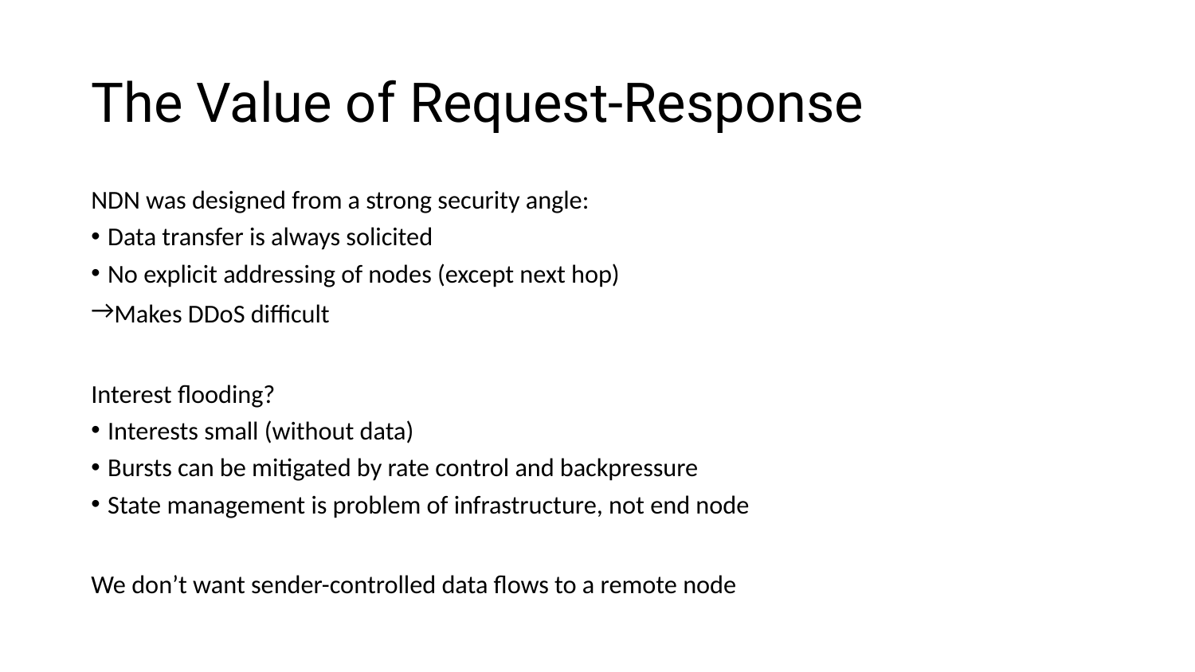# The Value of Request-Response

NDN was designed from a strong security angle:

- Data transfer is always solicited
- No explicit addressing of nodes (except next hop)

→Makes DDoS difficult

Interest flooding?

- Interests small (without data)
- Bursts can be mitigated by rate control and backpressure
- State management is problem of infrastructure, not end node

We don’t want sender-controlled data flows to a remote node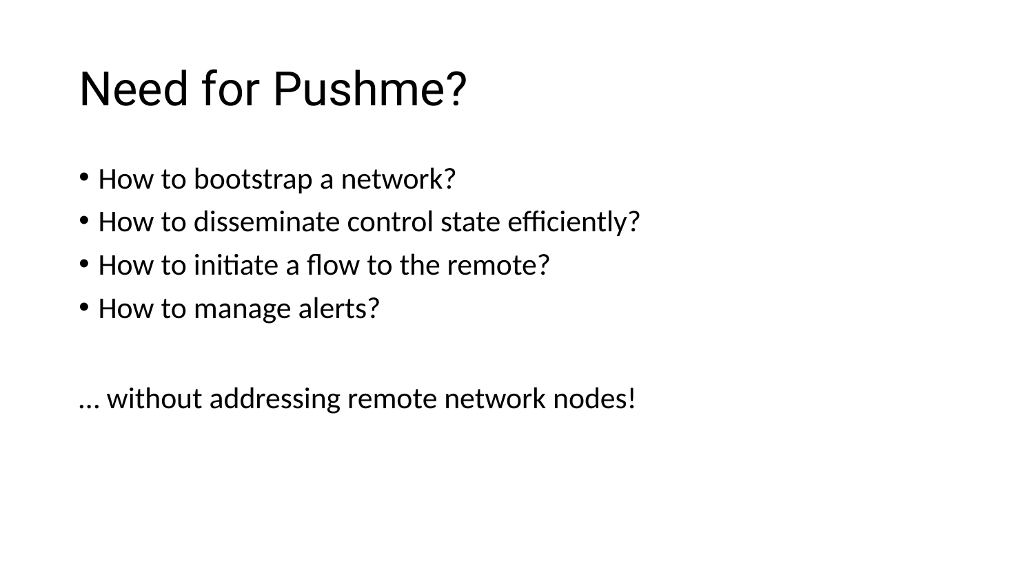# Need for Pushme?

- How to bootstrap a network?
- How to disseminate control state efficiently?
- How to initiate a flow to the remote?
- How to manage alerts?

… without addressing remote network nodes!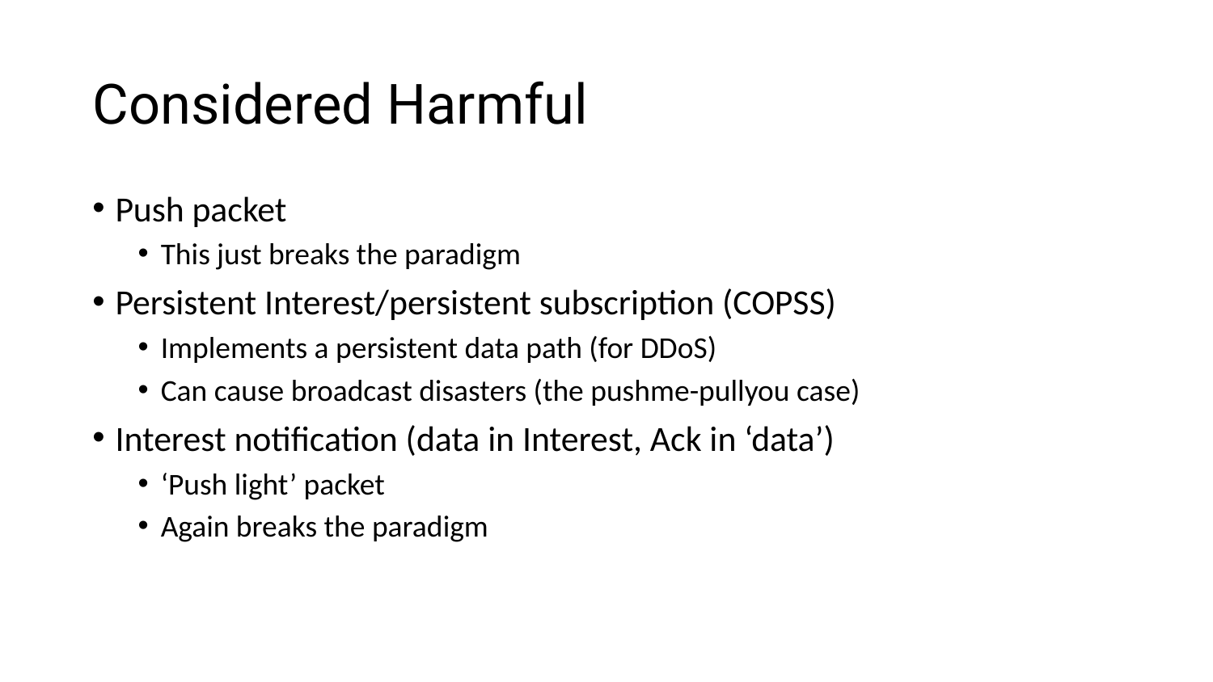# Considered Harmful

- Push packet
  - This just breaks the paradigm
- Persistent Interest/persistent subscription (COPSS)
  - Implements a persistent data path (for DDoS)
  - Can cause broadcast disasters (the pushme-pullyou case)
- Interest notification (data in Interest, Ack in ‘data’)
  - ‘Push light’ packet
  - Again breaks the paradigm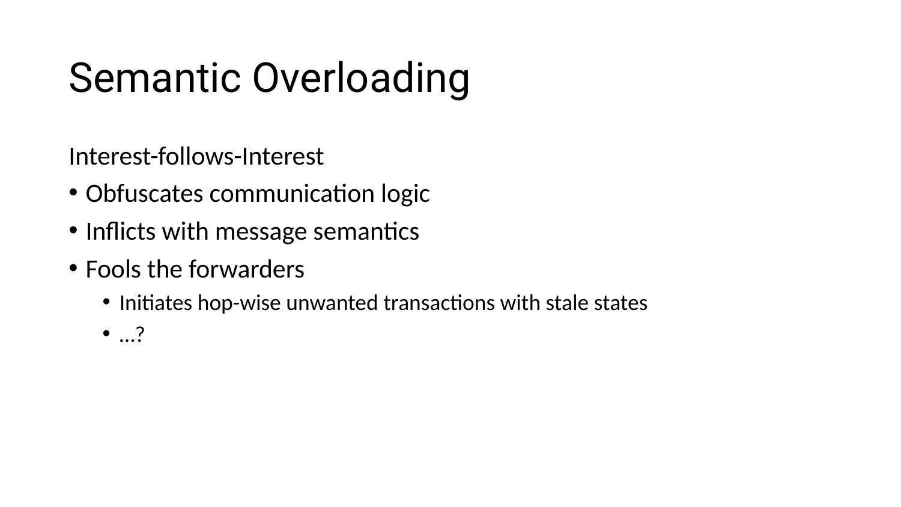# Semantic Overloading

Interest-follows-Interest

- Obfuscates communication logic
- Inflicts with message semantics
- Fools the forwarders
  - Initiates hop-wise unwanted transactions with stale states
  - …?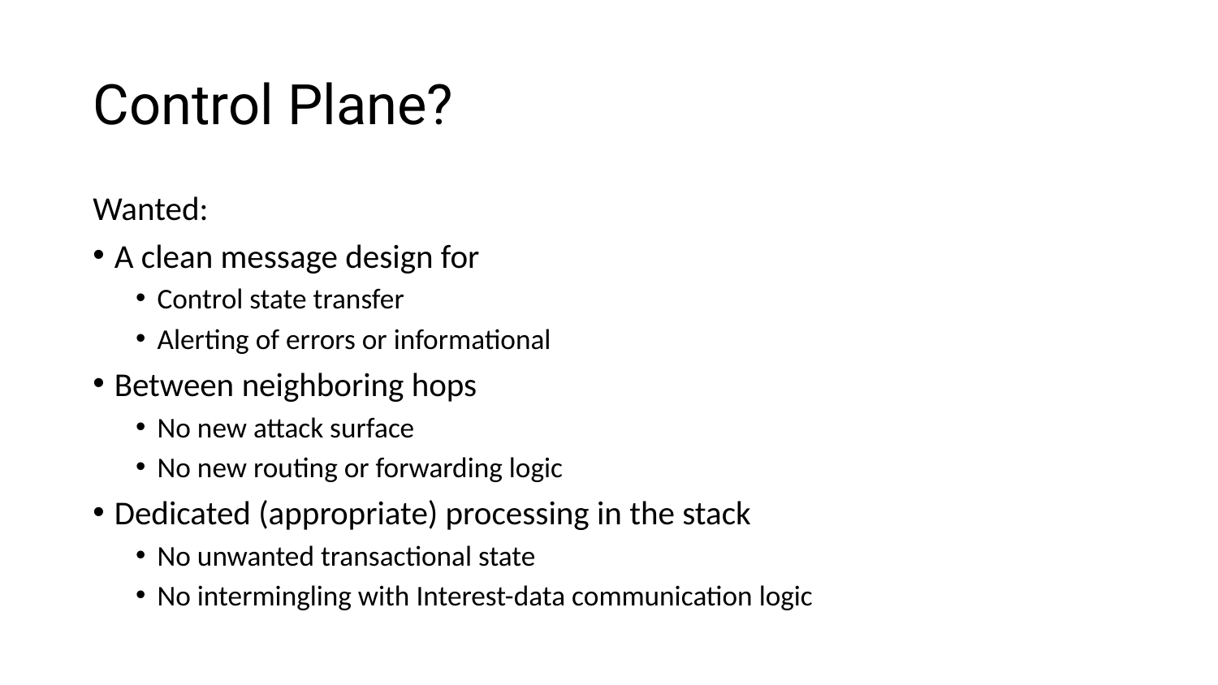# Control Plane?

Wanted:

- A clean message design for
  - Control state transfer
  - Alerting of errors or informational
- Between neighboring hops
  - No new attack surface
  - No new routing or forwarding logic
- Dedicated (appropriate) processing in the stack
  - No unwanted transactional state
  - No intermingling with Interest-data communication logic